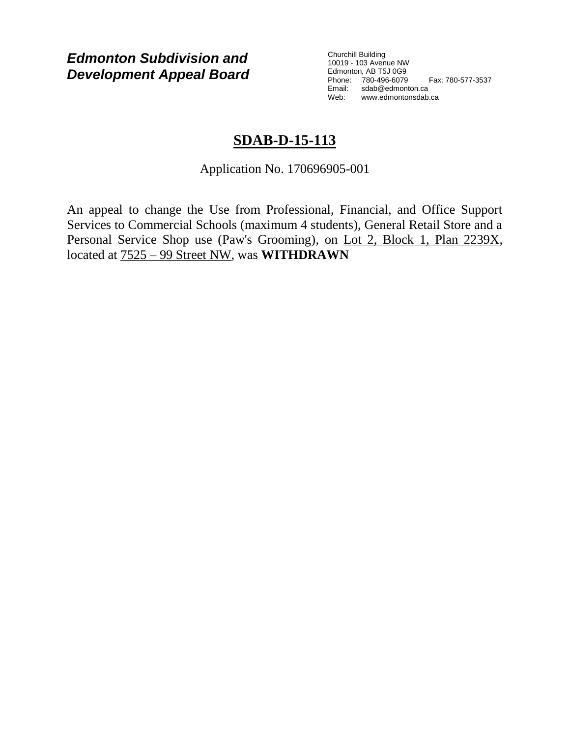***Edmonton Subdivision and Development Appeal Board***

Churchill Building
10019 - 103 Avenue NW
Edmonton, AB T5J 0G9
Phone: 780-496-6079 Fax: 780-577-3537
Email: sdab@edmonton.ca
Web: www.edmontonsdab.ca

# SDAB-D-15-113

Application No. 170696905-001

An appeal to change the Use from Professional, Financial, and Office Support Services to Commercial Schools (maximum 4 students), General Retail Store and a Personal Service Shop use (Paw's Grooming), on Lot 2, Block 1, Plan 2239X, located at 7525 – 99 Street NW, was **WITHDRAWN**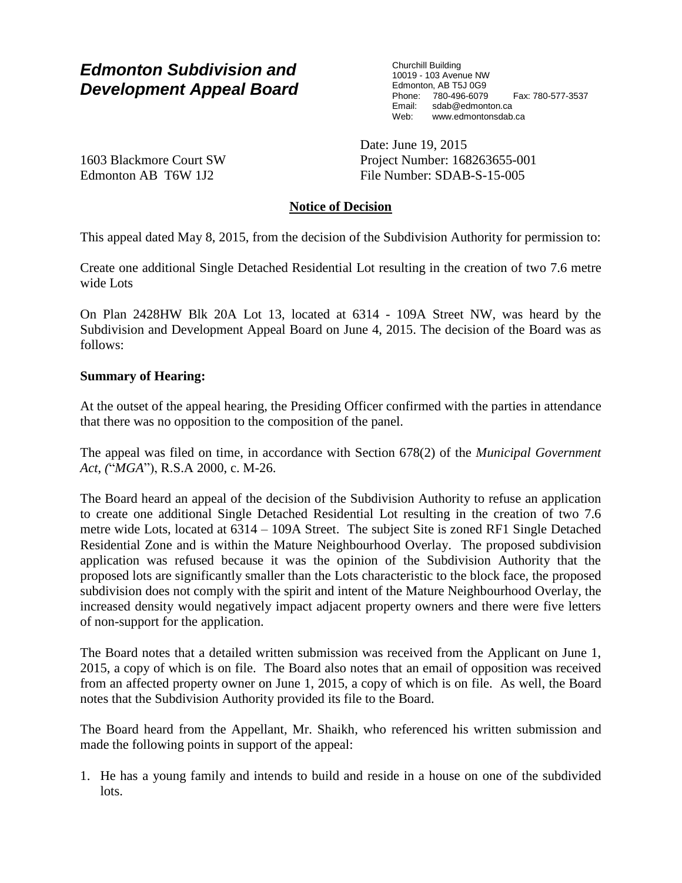# *Edmonton Subdivision and Development Appeal Board*

Churchill Building
10019 - 103 Avenue NW
Edmonton, AB T5J 0G9
Phone: 780-496-6079 Fax: 780-577-3537
Email: sdab@edmonton.ca
Web: www.edmontonsdab.ca

1603 Blackmore Court SW
Edmonton AB T6W 1J2

Date: June 19, 2015
Project Number: 168263655-001
File Number: SDAB-S-15-005

## Notice of Decision

This appeal dated May 8, 2015, from the decision of the Subdivision Authority for permission to:

Create one additional Single Detached Residential Lot resulting in the creation of two 7.6 metre wide Lots

On Plan 2428HW Blk 20A Lot 13, located at 6314 - 109A Street NW, was heard by the Subdivision and Development Appeal Board on June 4, 2015. The decision of the Board was as follows:

**Summary of Hearing:**

At the outset of the appeal hearing, the Presiding Officer confirmed with the parties in attendance that there was no opposition to the composition of the panel.

The appeal was filed on time, in accordance with Section 678(2) of the *Municipal Government Act*, ("*MGA*"), R.S.A 2000, c. M-26.

The Board heard an appeal of the decision of the Subdivision Authority to refuse an application to create one additional Single Detached Residential Lot resulting in the creation of two 7.6 metre wide Lots, located at 6314 – 109A Street. The subject Site is zoned RF1 Single Detached Residential Zone and is within the Mature Neighbourhood Overlay. The proposed subdivision application was refused because it was the opinion of the Subdivision Authority that the proposed lots are significantly smaller than the Lots characteristic to the block face, the proposed subdivision does not comply with the spirit and intent of the Mature Neighbourhood Overlay, the increased density would negatively impact adjacent property owners and there were five letters of non-support for the application.

The Board notes that a detailed written submission was received from the Applicant on June 1, 2015, a copy of which is on file. The Board also notes that an email of opposition was received from an affected property owner on June 1, 2015, a copy of which is on file. As well, the Board notes that the Subdivision Authority provided its file to the Board.

The Board heard from the Appellant, Mr. Shaikh, who referenced his written submission and made the following points in support of the appeal:

1. He has a young family and intends to build and reside in a house on one of the subdivided lots.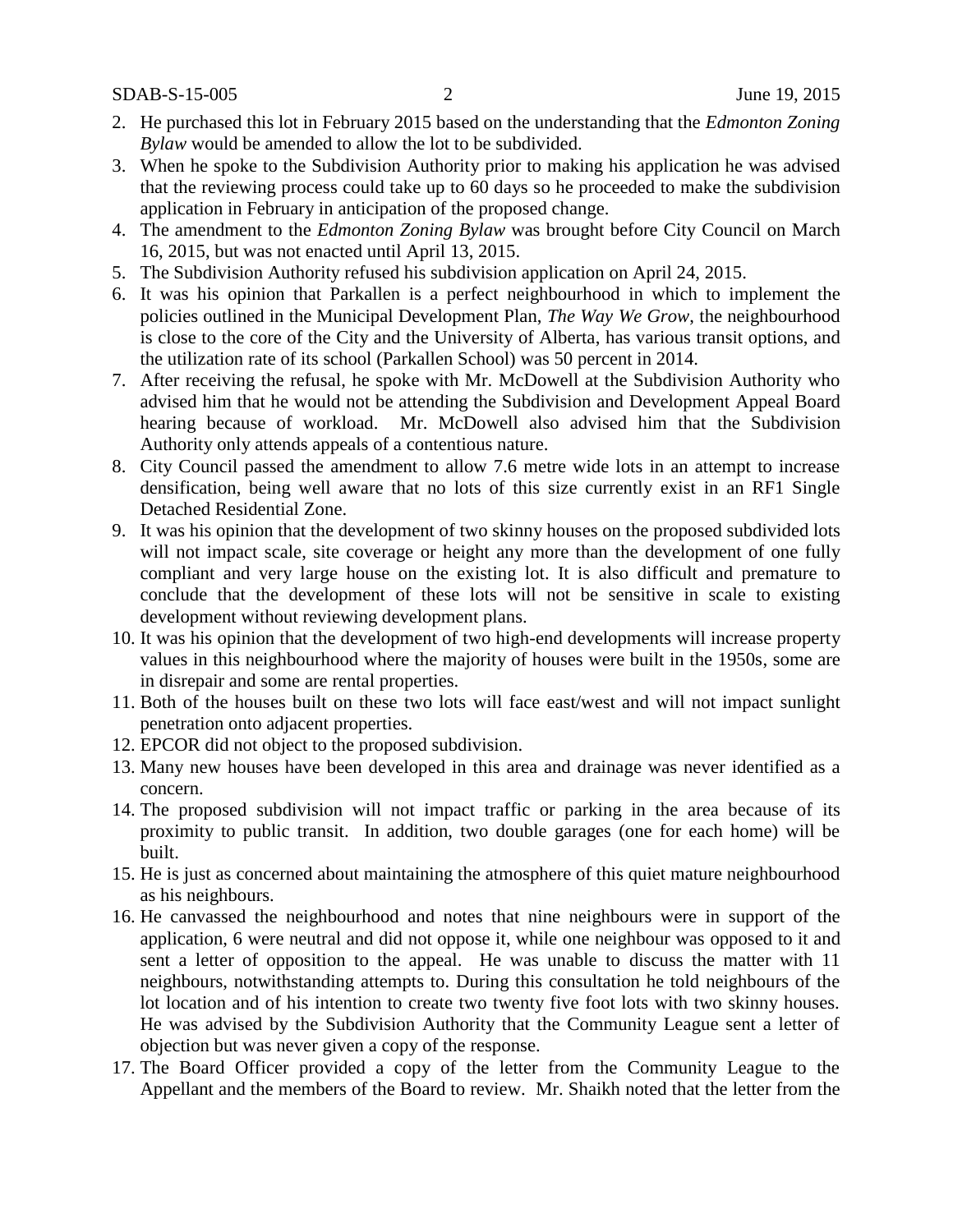2. He purchased this lot in February 2015 based on the understanding that the *Edmonton Zoning Bylaw* would be amended to allow the lot to be subdivided.
3. When he spoke to the Subdivision Authority prior to making his application he was advised that the reviewing process could take up to 60 days so he proceeded to make the subdivision application in February in anticipation of the proposed change.
4. The amendment to the *Edmonton Zoning Bylaw* was brought before City Council on March 16, 2015, but was not enacted until April 13, 2015.
5. The Subdivision Authority refused his subdivision application on April 24, 2015.
6. It was his opinion that Parkallen is a perfect neighbourhood in which to implement the policies outlined in the Municipal Development Plan, *The Way We Grow*, the neighbourhood is close to the core of the City and the University of Alberta, has various transit options, and the utilization rate of its school (Parkallen School) was 50 percent in 2014.
7. After receiving the refusal, he spoke with Mr. McDowell at the Subdivision Authority who advised him that he would not be attending the Subdivision and Development Appeal Board hearing because of workload. Mr. McDowell also advised him that the Subdivision Authority only attends appeals of a contentious nature.
8. City Council passed the amendment to allow 7.6 metre wide lots in an attempt to increase densification, being well aware that no lots of this size currently exist in an RF1 Single Detached Residential Zone.
9. It was his opinion that the development of two skinny houses on the proposed subdivided lots will not impact scale, site coverage or height any more than the development of one fully compliant and very large house on the existing lot. It is also difficult and premature to conclude that the development of these lots will not be sensitive in scale to existing development without reviewing development plans.
10. It was his opinion that the development of two high-end developments will increase property values in this neighbourhood where the majority of houses were built in the 1950s, some are in disrepair and some are rental properties.
11. Both of the houses built on these two lots will face east/west and will not impact sunlight penetration onto adjacent properties.
12. EPCOR did not object to the proposed subdivision.
13. Many new houses have been developed in this area and drainage was never identified as a concern.
14. The proposed subdivision will not impact traffic or parking in the area because of its proximity to public transit. In addition, two double garages (one for each home) will be built.
15. He is just as concerned about maintaining the atmosphere of this quiet mature neighbourhood as his neighbours.
16. He canvassed the neighbourhood and notes that nine neighbours were in support of the application, 6 were neutral and did not oppose it, while one neighbour was opposed to it and sent a letter of opposition to the appeal. He was unable to discuss the matter with 11 neighbours, notwithstanding attempts to. During this consultation he told neighbours of the lot location and of his intention to create two twenty five foot lots with two skinny houses. He was advised by the Subdivision Authority that the Community League sent a letter of objection but was never given a copy of the response.
17. The Board Officer provided a copy of the letter from the Community League to the Appellant and the members of the Board to review. Mr. Shaikh noted that the letter from the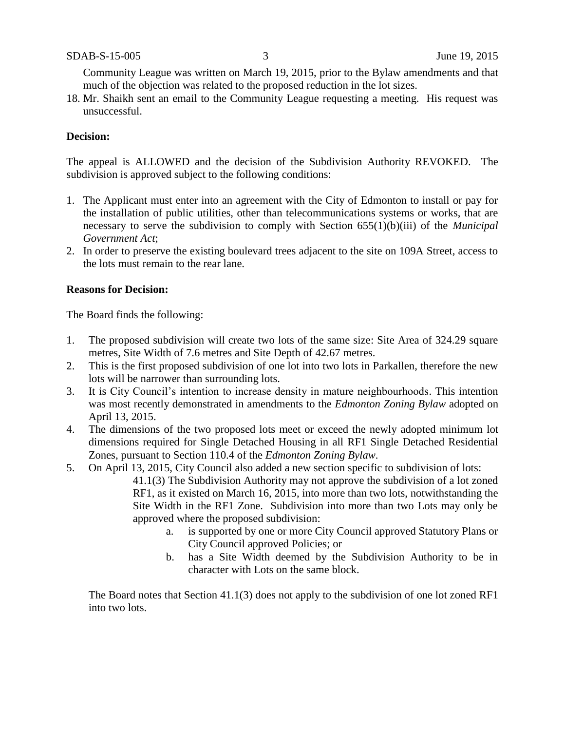Community League was written on March 19, 2015, prior to the Bylaw amendments and that much of the objection was related to the proposed reduction in the lot sizes.

18. Mr. Shaikh sent an email to the Community League requesting a meeting. His request was unsuccessful.

**Decision:**

The appeal is ALLOWED and the decision of the Subdivision Authority REVOKED. The subdivision is approved subject to the following conditions:

1. The Applicant must enter into an agreement with the City of Edmonton to install or pay for the installation of public utilities, other than telecommunications systems or works, that are necessary to serve the subdivision to comply with Section 655(1)(b)(iii) of the *Municipal Government Act*;
2. In order to preserve the existing boulevard trees adjacent to the site on 109A Street, access to the lots must remain to the rear lane.

**Reasons for Decision:**

The Board finds the following:

1. The proposed subdivision will create two lots of the same size: Site Area of 324.29 square metres, Site Width of 7.6 metres and Site Depth of 42.67 metres.
2. This is the first proposed subdivision of one lot into two lots in Parkallen, therefore the new lots will be narrower than surrounding lots.
3. It is City Council's intention to increase density in mature neighbourhoods. This intention was most recently demonstrated in amendments to the *Edmonton Zoning Bylaw* adopted on April 13, 2015.
4. The dimensions of the two proposed lots meet or exceed the newly adopted minimum lot dimensions required for Single Detached Housing in all RF1 Single Detached Residential Zones, pursuant to Section 110.4 of the *Edmonton Zoning Bylaw*.
5. On April 13, 2015, City Council also added a new section specific to subdivision of lots:

   > 41.1(3) The Subdivision Authority may not approve the subdivision of a lot zoned RF1, as it existed on March 16, 2015, into more than two lots, notwithstanding the Site Width in the RF1 Zone. Subdivision into more than two Lots may only be approved where the proposed subdivision:
   >
   > a. is supported by one or more City Council approved Statutory Plans or City Council approved Policies; or
   >
   > b. has a Site Width deemed by the Subdivision Authority to be in character with Lots on the same block.

   The Board notes that Section 41.1(3) does not apply to the subdivision of one lot zoned RF1 into two lots.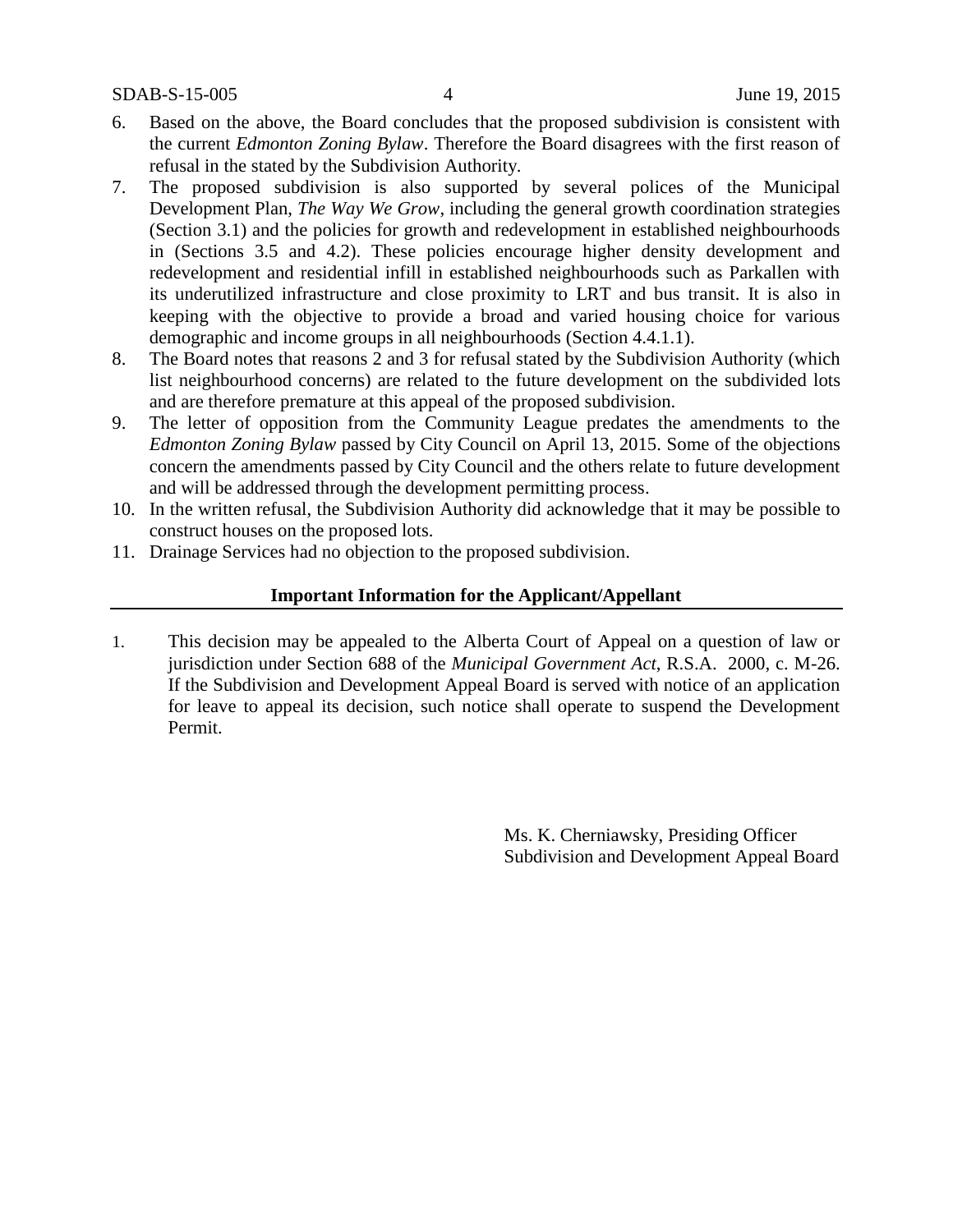6. Based on the above, the Board concludes that the proposed subdivision is consistent with the current *Edmonton Zoning Bylaw*. Therefore the Board disagrees with the first reason of refusal in the stated by the Subdivision Authority.
7. The proposed subdivision is also supported by several polices of the Municipal Development Plan, *The Way We Grow*, including the general growth coordination strategies (Section 3.1) and the policies for growth and redevelopment in established neighbourhoods in (Sections 3.5 and 4.2). These policies encourage higher density development and redevelopment and residential infill in established neighbourhoods such as Parkallen with its underutilized infrastructure and close proximity to LRT and bus transit. It is also in keeping with the objective to provide a broad and varied housing choice for various demographic and income groups in all neighbourhoods (Section 4.4.1.1).
8. The Board notes that reasons 2 and 3 for refusal stated by the Subdivision Authority (which list neighbourhood concerns) are related to the future development on the subdivided lots and are therefore premature at this appeal of the proposed subdivision.
9. The letter of opposition from the Community League predates the amendments to the *Edmonton Zoning Bylaw* passed by City Council on April 13, 2015. Some of the objections concern the amendments passed by City Council and the others relate to future development and will be addressed through the development permitting process.
10. In the written refusal, the Subdivision Authority did acknowledge that it may be possible to construct houses on the proposed lots.
11. Drainage Services had no objection to the proposed subdivision.

**Important Information for the Applicant/Appellant**

1. This decision may be appealed to the Alberta Court of Appeal on a question of law or jurisdiction under Section 688 of the *Municipal Government Act*, R.S.A. 2000, c. M-26. If the Subdivision and Development Appeal Board is served with notice of an application for leave to appeal its decision, such notice shall operate to suspend the Development Permit.

Ms. K. Cherniawsky, Presiding Officer
Subdivision and Development Appeal Board